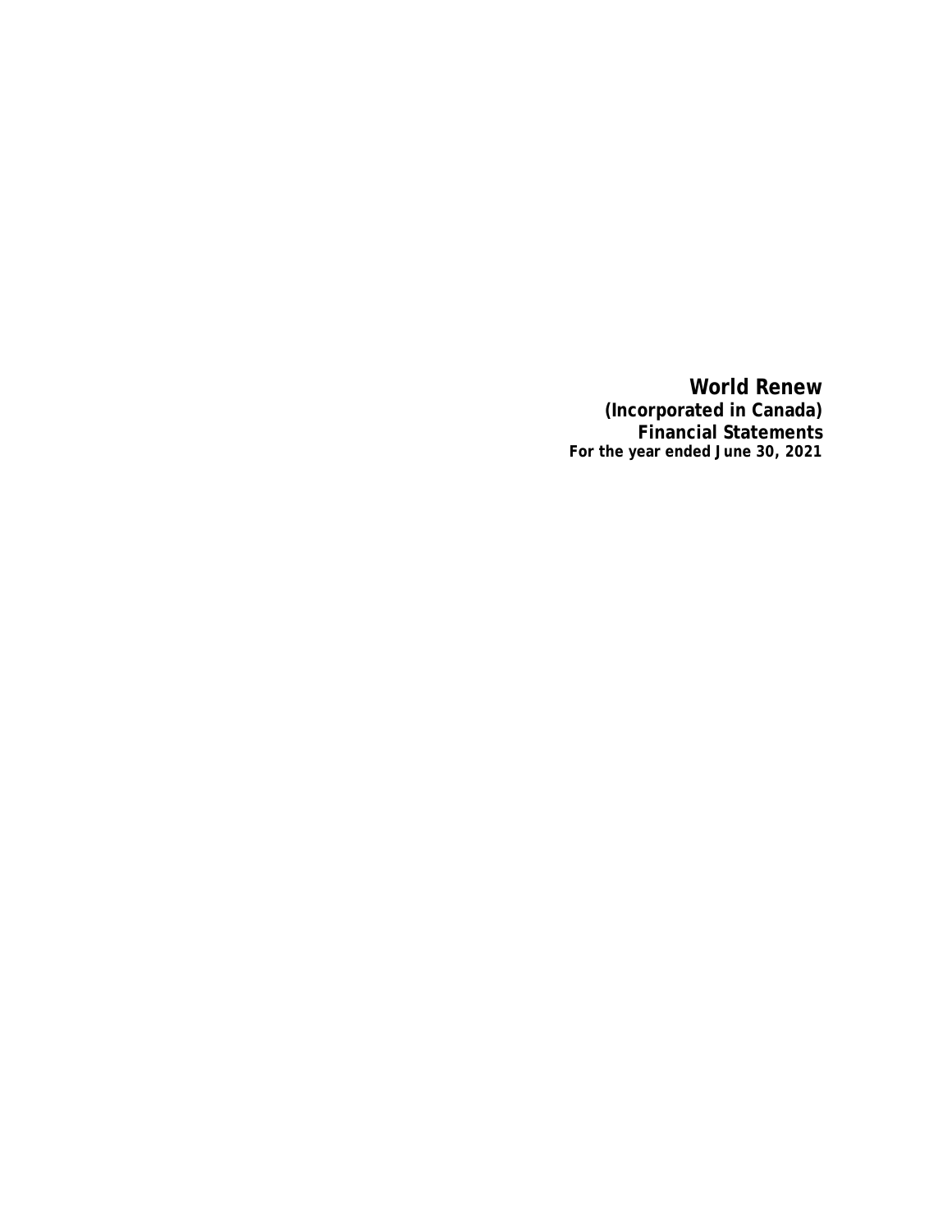# World Renew

**(Incorporated in Canada)**

**Financial Statements**

**For the year ended June 30, 2021**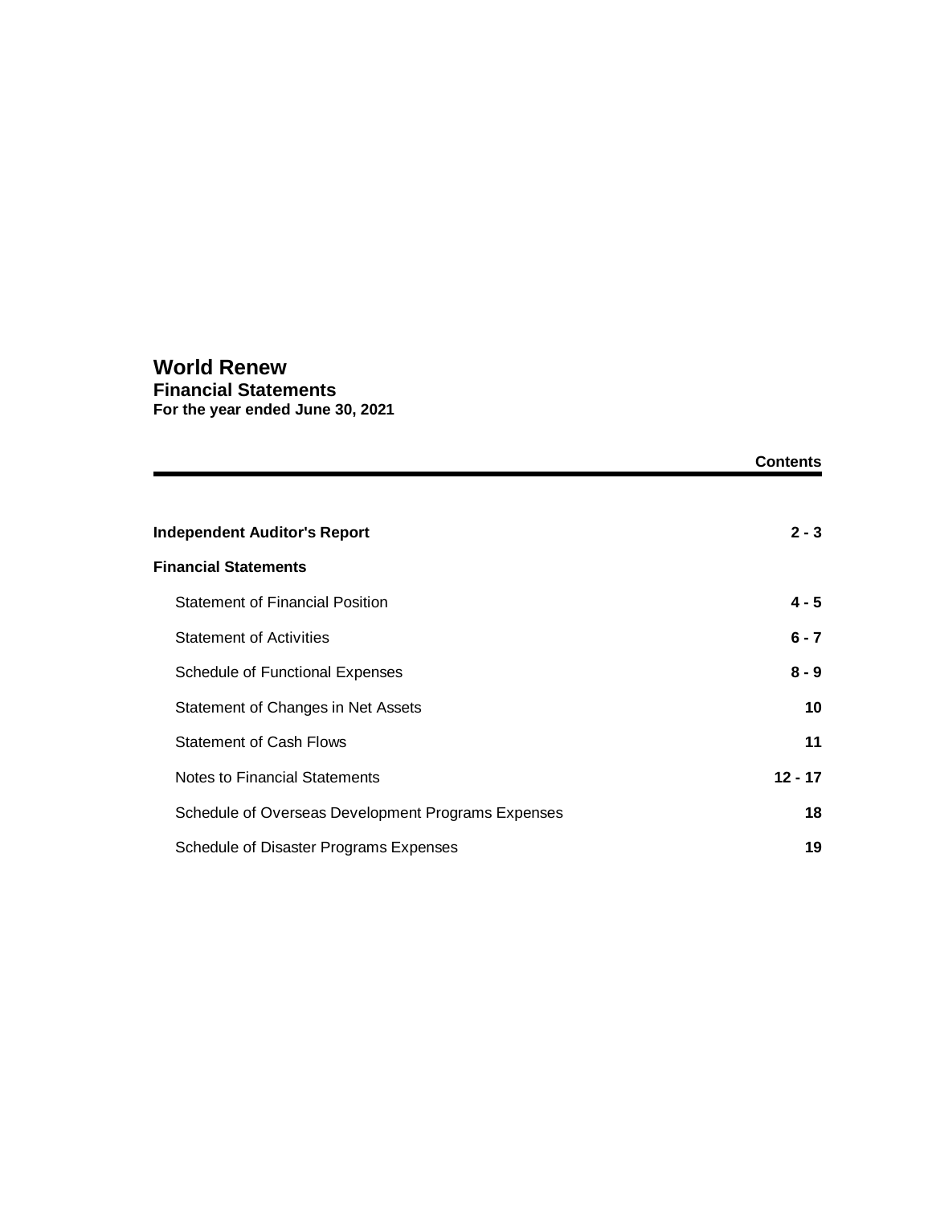# World Renew
## Financial Statements
### For the year ended June 30, 2021

| | Contents |
|---|---|
| **Independent Auditor's Report** | **2 - 3** |
| **Financial Statements** | |
| Statement of Financial Position | **4 - 5** |
| Statement of Activities | **6 - 7** |
| Schedule of Functional Expenses | **8 - 9** |
| Statement of Changes in Net Assets | **10** |
| Statement of Cash Flows | **11** |
| Notes to Financial Statements | **12 - 17** |
| Schedule of Overseas Development Programs Expenses | **18** |
| Schedule of Disaster Programs Expenses | **19** |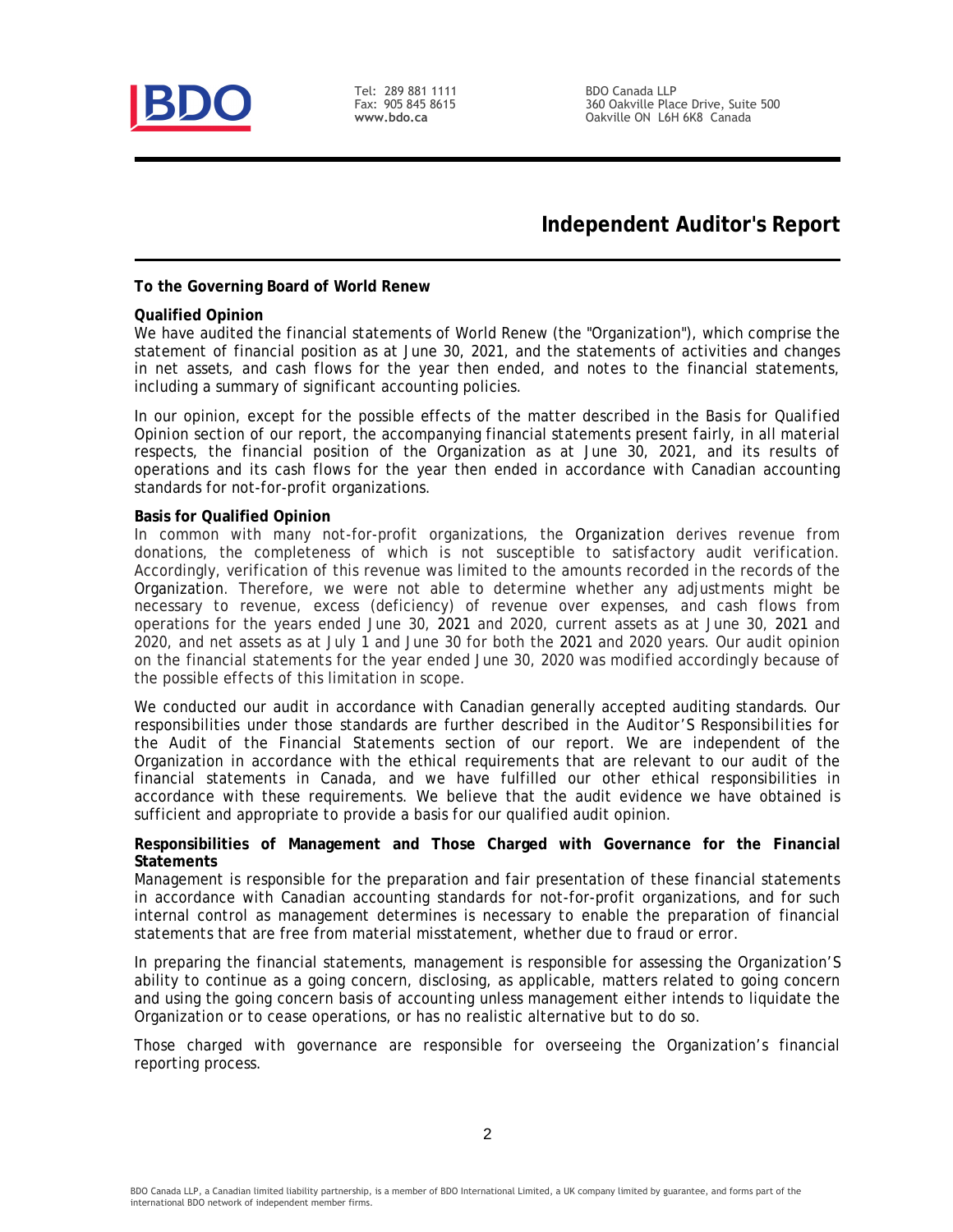Tel: 289 881 1111
Fax: 905 845 8615
**www.bdo.ca**

BDO Canada LLP
360 Oakville Place Drive, Suite 500
Oakville ON L6H 6K8 Canada

# Independent Auditor's Report

**To the Governing Board of World Renew**

**Qualified Opinion**

We have audited the financial statements of World Renew (the "Organization"), which comprise the statement of financial position as at June 30, 2021, and the statements of activities and changes in net assets, and cash flows for the year then ended, and notes to the financial statements, including a summary of significant accounting policies.

In our opinion, except for the possible effects of the matter described in the Basis for Qualified Opinion section of our report, the accompanying financial statements present fairly, in all material respects, the financial position of the Organization as at June 30, 2021, and its results of operations and its cash flows for the year then ended in accordance with Canadian accounting standards for not-for-profit organizations.

**Basis for Qualified Opinion**

In common with many not-for-profit organizations, the Organization derives revenue from donations, the completeness of which is not susceptible to satisfactory audit verification. Accordingly, verification of this revenue was limited to the amounts recorded in the records of the Organization. Therefore, we were not able to determine whether any adjustments might be necessary to revenue, excess (deficiency) of revenue over expenses, and cash flows from operations for the years ended June 30, 2021 and 2020, current assets as at June 30, 2021 and 2020, and net assets as at July 1 and June 30 for both the 2021 and 2020 years. Our audit opinion on the financial statements for the year ended June 30, 2020 was modified accordingly because of the possible effects of this limitation in scope.

We conducted our audit in accordance with Canadian generally accepted auditing standards. Our responsibilities under those standards are further described in the Auditor'S Responsibilities for the Audit of the Financial Statements section of our report. We are independent of the Organization in accordance with the ethical requirements that are relevant to our audit of the financial statements in Canada, and we have fulfilled our other ethical responsibilities in accordance with these requirements. We believe that the audit evidence we have obtained is sufficient and appropriate to provide a basis for our qualified audit opinion.

**Responsibilities of Management and Those Charged with Governance for the Financial Statements**

Management is responsible for the preparation and fair presentation of these financial statements in accordance with Canadian accounting standards for not-for-profit organizations, and for such internal control as management determines is necessary to enable the preparation of financial statements that are free from material misstatement, whether due to fraud or error.

In preparing the financial statements, management is responsible for assessing the Organization'S ability to continue as a going concern, disclosing, as applicable, matters related to going concern and using the going concern basis of accounting unless management either intends to liquidate the Organization or to cease operations, or has no realistic alternative but to do so.

Those charged with governance are responsible for overseeing the Organization's financial reporting process.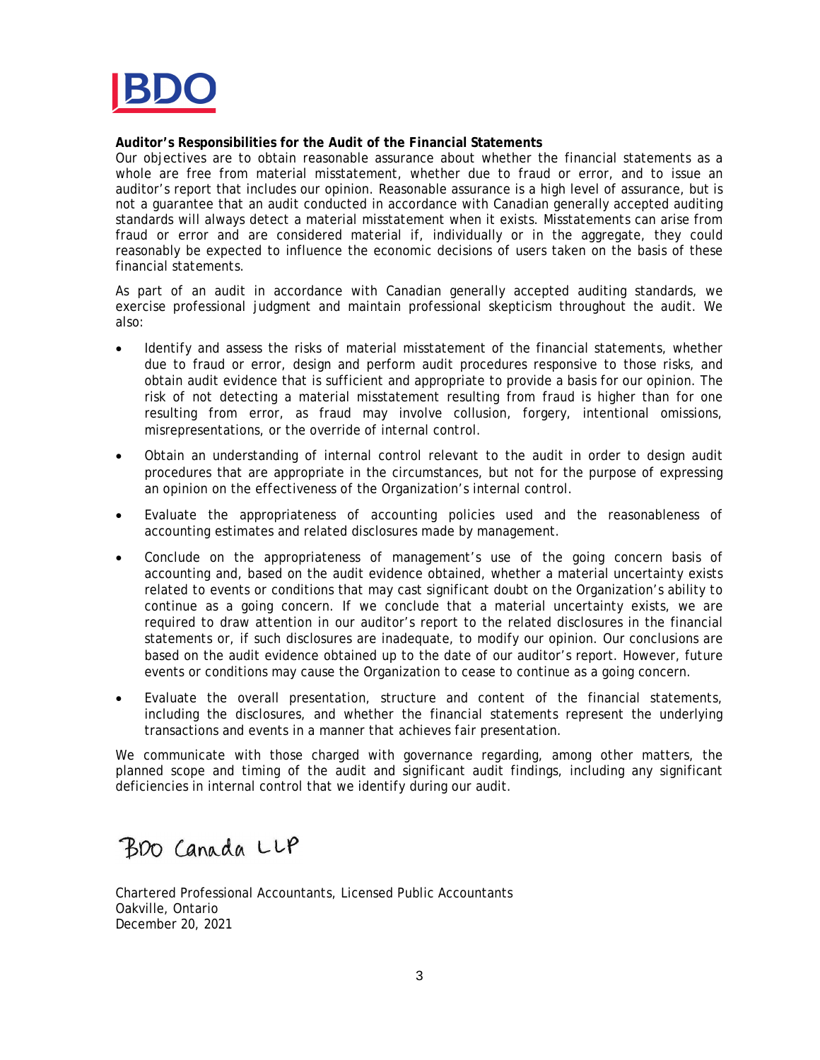**Auditor's Responsibilities for the Audit of the Financial Statements**

Our objectives are to obtain reasonable assurance about whether the financial statements as a whole are free from material misstatement, whether due to fraud or error, and to issue an auditor's report that includes our opinion. Reasonable assurance is a high level of assurance, but is not a guarantee that an audit conducted in accordance with Canadian generally accepted auditing standards will always detect a material misstatement when it exists. Misstatements can arise from fraud or error and are considered material if, individually or in the aggregate, they could reasonably be expected to influence the economic decisions of users taken on the basis of these financial statements.

As part of an audit in accordance with Canadian generally accepted auditing standards, we exercise professional judgment and maintain professional skepticism throughout the audit. We also:

- Identify and assess the risks of material misstatement of the financial statements, whether due to fraud or error, design and perform audit procedures responsive to those risks, and obtain audit evidence that is sufficient and appropriate to provide a basis for our opinion. The risk of not detecting a material misstatement resulting from fraud is higher than for one resulting from error, as fraud may involve collusion, forgery, intentional omissions, misrepresentations, or the override of internal control.
- Obtain an understanding of internal control relevant to the audit in order to design audit procedures that are appropriate in the circumstances, but not for the purpose of expressing an opinion on the effectiveness of the Organization's internal control.
- Evaluate the appropriateness of accounting policies used and the reasonableness of accounting estimates and related disclosures made by management.
- Conclude on the appropriateness of management's use of the going concern basis of accounting and, based on the audit evidence obtained, whether a material uncertainty exists related to events or conditions that may cast significant doubt on the Organization's ability to continue as a going concern. If we conclude that a material uncertainty exists, we are required to draw attention in our auditor's report to the related disclosures in the financial statements or, if such disclosures are inadequate, to modify our opinion. Our conclusions are based on the audit evidence obtained up to the date of our auditor's report. However, future events or conditions may cause the Organization to cease to continue as a going concern.
- Evaluate the overall presentation, structure and content of the financial statements, including the disclosures, and whether the financial statements represent the underlying transactions and events in a manner that achieves fair presentation.

We communicate with those charged with governance regarding, among other matters, the planned scope and timing of the audit and significant audit findings, including any significant deficiencies in internal control that we identify during our audit.

BDO Canada LLP

Chartered Professional Accountants, Licensed Public Accountants
Oakville, Ontario
December 20, 2021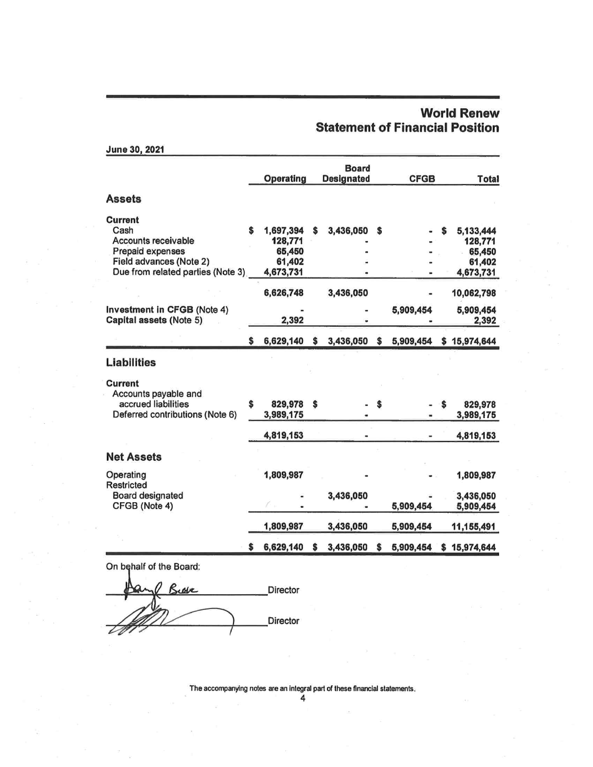# World Renew

## Statement of Financial Position

**June 30, 2021**

| | Operating | Board Designated | CFGB | Total |
|---|---|---|---|---|
| **Assets** | | | | |
| **Current** | | | | |
| Cash | $ 1,697,394 | $ 3,436,050 | $ - | $ 5,133,444 |
| Accounts receivable | 128,771 | - | - | 128,771 |
| Prepaid expenses | 65,450 | - | - | 65,450 |
| Field advances (Note 2) | 61,402 | - | - | 61,402 |
| Due from related parties (Note 3) | 4,673,731 | - | - | 4,673,731 |
| | 6,626,748 | 3,436,050 | - | 10,062,798 |
| **Investment in CFGB** (Note 4) | - | - | 5,909,454 | 5,909,454 |
| **Capital assets** (Note 5) | 2,392 | - | - | 2,392 |
| | $ 6,629,140 | $ 3,436,050 | $ 5,909,454 | $ 15,974,644 |
| **Liabilities** | | | | |
| **Current** | | | | |
| Accounts payable and accrued liabilities | $ 829,978 | $ - | $ - | $ 829,978 |
| Deferred contributions (Note 6) | 3,989,175 | - | - | 3,989,175 |
| | 4,819,153 | - | - | 4,819,153 |
| **Net Assets** | | | | |
| Operating | 1,809,987 | - | - | 1,809,987 |
| Restricted | | | | |
| Board designated | - | 3,436,050 | - | 3,436,050 |
| CFGB (Note 4) | - | - | 5,909,454 | 5,909,454 |
| | 1,809,987 | 3,436,050 | 5,909,454 | 11,155,491 |
| | $ 6,629,140 | $ 3,436,050 | $ 5,909,454 | $ 15,974,644 |

On behalf of the Board:

_______________ Director

_______________ Director

The accompanying notes are an integral part of these financial statements.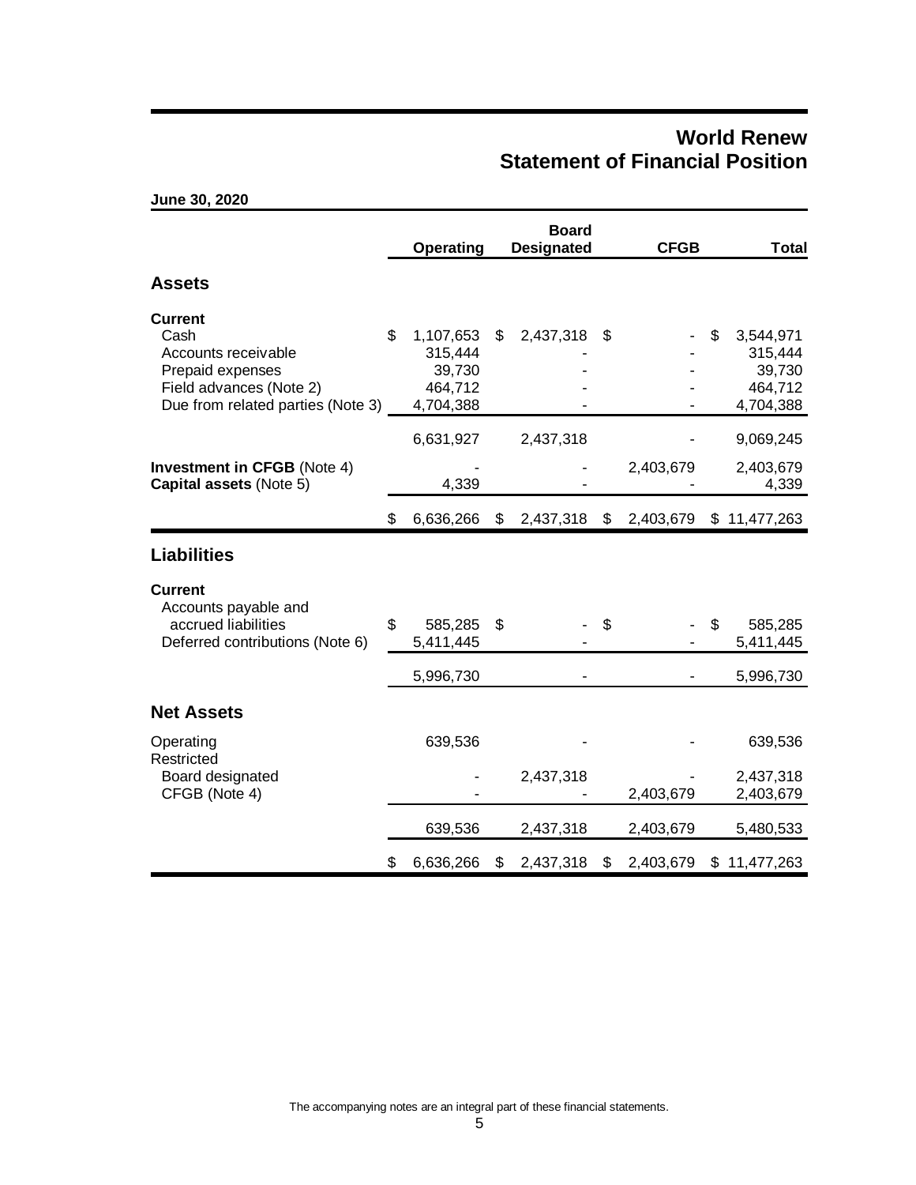# World Renew
# Statement of Financial Position

**June 30, 2020**

| | Operating | Board Designated | CFGB | Total |
|---|---|---|---|---|
| **Assets** | | | | |
| **Current** | | | | |
| Cash | $ 1,107,653 | $ 2,437,318 | $ - | $ 3,544,971 |
| Accounts receivable | 315,444 | - | - | 315,444 |
| Prepaid expenses | 39,730 | - | - | 39,730 |
| Field advances (Note 2) | 464,712 | - | - | 464,712 |
| Due from related parties (Note 3) | 4,704,388 | - | - | 4,704,388 |
| | 6,631,927 | 2,437,318 | - | 9,069,245 |
| **Investment in CFGB** (Note 4) | - | - | 2,403,679 | 2,403,679 |
| **Capital assets** (Note 5) | 4,339 | - | - | 4,339 |
| | $ 6,636,266 | $ 2,437,318 | $ 2,403,679 | $ 11,477,263 |
| **Liabilities** | | | | |
| **Current** | | | | |
| Accounts payable and accrued liabilities | $ 585,285 | $ - | $ - | $ 585,285 |
| Deferred contributions (Note 6) | 5,411,445 | - | - | 5,411,445 |
| | 5,996,730 | - | - | 5,996,730 |
| **Net Assets** | | | | |
| Operating | 639,536 | - | - | 639,536 |
| Restricted | | | | |
| Board designated | - | 2,437,318 | - | 2,437,318 |
| CFGB (Note 4) | - | - | 2,403,679 | 2,403,679 |
| | 639,536 | 2,437,318 | 2,403,679 | 5,480,533 |
| | $ 6,636,266 | $ 2,437,318 | $ 2,403,679 | $ 11,477,263 |

The accompanying notes are an integral part of these financial statements.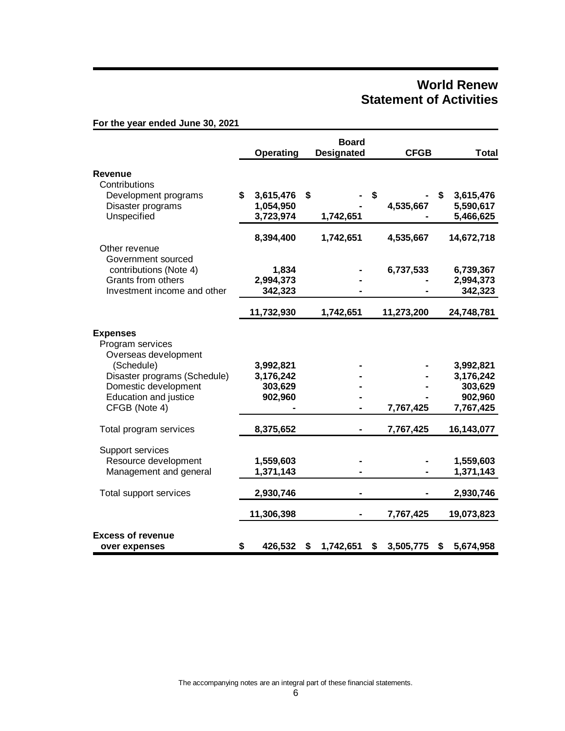# World Renew
## Statement of Activities

**For the year ended June 30, 2021**

| | Operating | Board Designated | CFGB | Total |
|---|---|---|---|---|
| **Revenue** | | | | |
| Contributions | | | | |
| Development programs | $ 3,615,476 | $ - | $ - | $ 3,615,476 |
| Disaster programs | 1,054,950 | - | 4,535,667 | 5,590,617 |
| Unspecified | 3,723,974 | 1,742,651 | - | 5,466,625 |
| | 8,394,400 | 1,742,651 | 4,535,667 | 14,672,718 |
| Other revenue | | | | |
| Government sourced contributions (Note 4) | 1,834 | - | 6,737,533 | 6,739,367 |
| Grants from others | 2,994,373 | - | - | 2,994,373 |
| Investment income and other | 342,323 | - | - | 342,323 |
| | 11,732,930 | 1,742,651 | 11,273,200 | 24,748,781 |
| **Expenses** | | | | |
| Program services | | | | |
| Overseas development (Schedule) | 3,992,821 | - | - | 3,992,821 |
| Disaster programs (Schedule) | 3,176,242 | - | - | 3,176,242 |
| Domestic development | 303,629 | - | - | 303,629 |
| Education and justice | 902,960 | - | - | 902,960 |
| CFGB (Note 4) | - | - | 7,767,425 | 7,767,425 |
| Total program services | 8,375,652 | - | 7,767,425 | 16,143,077 |
| Support services | | | | |
| Resource development | 1,559,603 | - | - | 1,559,603 |
| Management and general | 1,371,143 | - | - | 1,371,143 |
| Total support services | 2,930,746 | - | - | 2,930,746 |
| | 11,306,398 | - | 7,767,425 | 19,073,823 |
| **Excess of revenue over expenses** | **$ 426,532** | **$ 1,742,651** | **$ 3,505,775** | **$ 5,674,958** |

The accompanying notes are an integral part of these financial statements.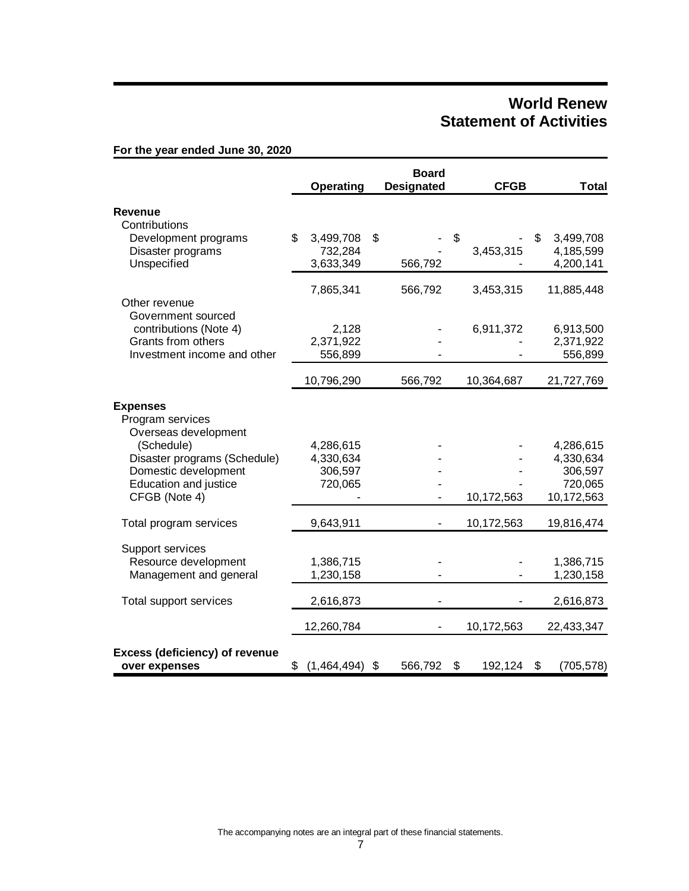# World Renew
# Statement of Activities

**For the year ended June 30, 2020**

| | Operating | Board Designated | CFGB | Total |
|---|---|---|---|---|
| **Revenue** | | | | |
| Contributions | | | | |
| Development programs | $ 3,499,708 | $ - | $ - | $ 3,499,708 |
| Disaster programs | 732,284 | - | 3,453,315 | 4,185,599 |
| Unspecified | 3,633,349 | 566,792 | - | 4,200,141 |
| | 7,865,341 | 566,792 | 3,453,315 | 11,885,448 |
| Other revenue | | | | |
| Government sourced contributions (Note 4) | 2,128 | - | 6,911,372 | 6,913,500 |
| Grants from others | 2,371,922 | - | - | 2,371,922 |
| Investment income and other | 556,899 | - | - | 556,899 |
| | 10,796,290 | 566,792 | 10,364,687 | 21,727,769 |
| **Expenses** | | | | |
| Program services | | | | |
| Overseas development (Schedule) | 4,286,615 | - | - | 4,286,615 |
| Disaster programs (Schedule) | 4,330,634 | - | - | 4,330,634 |
| Domestic development | 306,597 | - | - | 306,597 |
| Education and justice | 720,065 | - | - | 720,065 |
| CFGB (Note 4) | - | - | 10,172,563 | 10,172,563 |
| Total program services | 9,643,911 | - | 10,172,563 | 19,816,474 |
| Support services | | | | |
| Resource development | 1,386,715 | - | - | 1,386,715 |
| Management and general | 1,230,158 | - | - | 1,230,158 |
| Total support services | 2,616,873 | - | - | 2,616,873 |
| | 12,260,784 | - | 10,172,563 | 22,433,347 |
| **Excess (deficiency) of revenue over expenses** | $ (1,464,494) | $ 566,792 | $ 192,124 | $ (705,578) |

The accompanying notes are an integral part of these financial statements.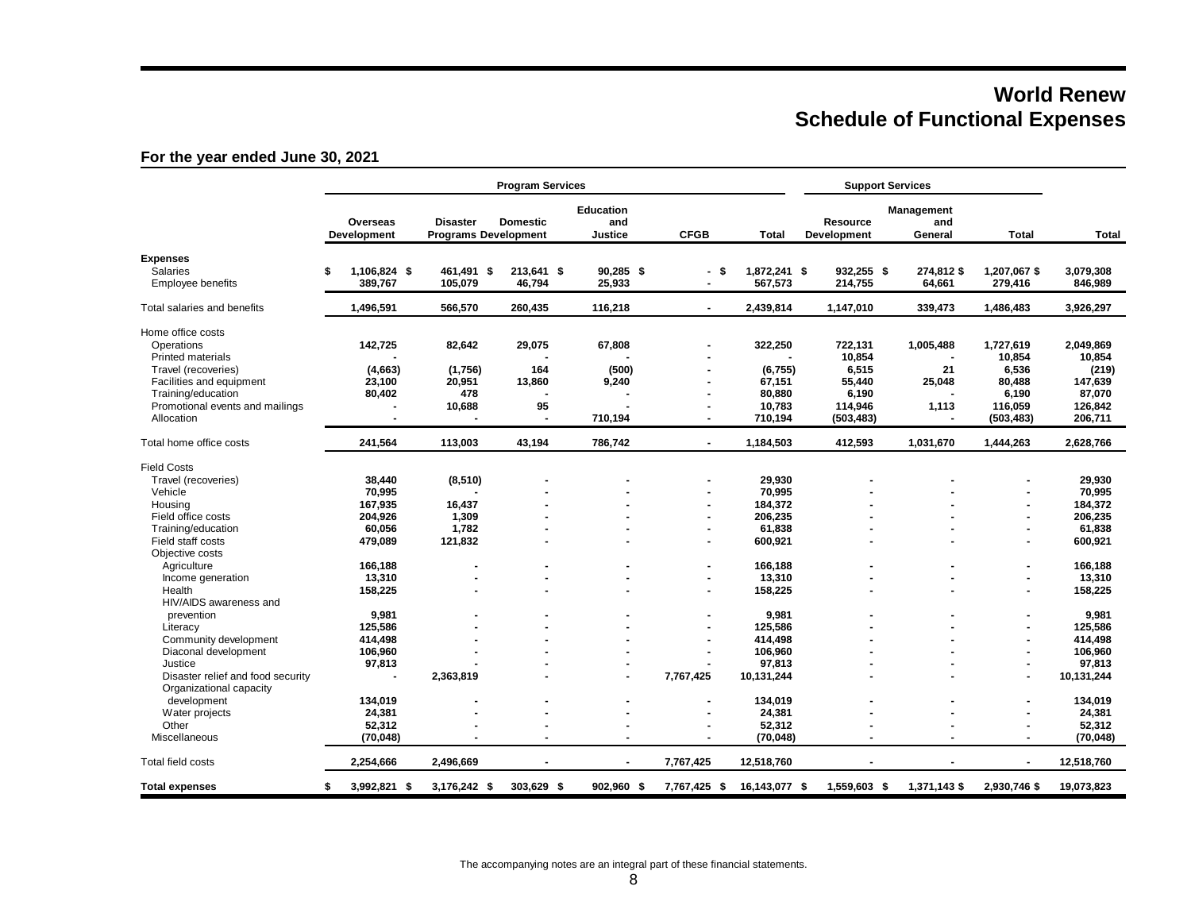# World Renew
## Schedule of Functional Expenses

**For the year ended June 30, 2021**

| | Program Services | | | | | | Support Services | | | |
|---|---|---|---|---|---|---|---|---|---|---|
| | Overseas Development | Disaster Programs | Domestic Development | Education and Justice | CFGB | Total | Resource Development | Management and General | Total | Total |
| **Expenses** | | | | | | | | | | |
| Salaries | $ 1,106,824 | $ 461,491 | $ 213,641 | $ 90,285 | $ - | $ 1,872,241 | $ 932,255 | $ 274,812 | $ 1,207,067 | $ 3,079,308 |
| Employee benefits | 389,767 | 105,079 | 46,794 | 25,933 | - | 567,573 | 214,755 | 64,661 | 279,416 | 846,989 |
| Total salaries and benefits | 1,496,591 | 566,570 | 260,435 | 116,218 | - | 2,439,814 | 1,147,010 | 339,473 | 1,486,483 | 3,926,297 |
| Home office costs | | | | | | | | | | |
| Operations | 142,725 | 82,642 | 29,075 | 67,808 | - | 322,250 | 722,131 | 1,005,488 | 1,727,619 | 2,049,869 |
| Printed materials | - | - | - | - | - | - | 10,854 | - | 10,854 | 10,854 |
| Travel (recoveries) | (4,663) | (1,756) | 164 | (500) | - | (6,755) | 6,515 | 21 | 6,536 | (219) |
| Facilities and equipment | 23,100 | 20,951 | 13,860 | 9,240 | - | 67,151 | 55,440 | 25,048 | 80,488 | 147,639 |
| Training/education | 80,402 | 478 | - | - | - | 80,880 | 6,190 | - | 6,190 | 87,070 |
| Promotional events and mailings | - | 10,688 | 95 | - | - | 10,783 | 114,946 | 1,113 | 116,059 | 126,842 |
| Allocation | - | - | - | 710,194 | - | 710,194 | (503,483) | - | (503,483) | 206,711 |
| Total home office costs | 241,564 | 113,003 | 43,194 | 786,742 | - | 1,184,503 | 412,593 | 1,031,670 | 1,444,263 | 2,628,766 |
| Field Costs | | | | | | | | | | |
| Travel (recoveries) | 38,440 | (8,510) | - | - | - | 29,930 | - | - | - | 29,930 |
| Vehicle | 70,995 | - | - | - | - | 70,995 | - | - | - | 70,995 |
| Housing | 167,935 | 16,437 | - | - | - | 184,372 | - | - | - | 184,372 |
| Field office costs | 204,926 | 1,309 | - | - | - | 206,235 | - | - | - | 206,235 |
| Training/education | 60,056 | 1,782 | - | - | - | 61,838 | - | - | - | 61,838 |
| Field staff costs | 479,089 | 121,832 | - | - | - | 600,921 | - | - | - | 600,921 |
| Objective costs | | | | | | | | | | |
| Agriculture | 166,188 | - | - | - | - | 166,188 | - | - | - | 166,188 |
| Income generation | 13,310 | - | - | - | - | 13,310 | - | - | - | 13,310 |
| Health | 158,225 | - | - | - | - | 158,225 | - | - | - | 158,225 |
| HIV/AIDS awareness and prevention | 9,981 | - | - | - | - | 9,981 | - | - | - | 9,981 |
| Literacy | 125,586 | - | - | - | - | 125,586 | - | - | - | 125,586 |
| Community development | 414,498 | - | - | - | - | 414,498 | - | - | - | 414,498 |
| Diaconal development | 106,960 | - | - | - | - | 106,960 | - | - | - | 106,960 |
| Justice | 97,813 | - | - | - | - | 97,813 | - | - | - | 97,813 |
| Disaster relief and food security | - | 2,363,819 | - | - | 7,767,425 | 10,131,244 | - | - | - | 10,131,244 |
| Organizational capacity development | 134,019 | - | - | - | - | 134,019 | - | - | - | 134,019 |
| Water projects | 24,381 | - | - | - | - | 24,381 | - | - | - | 24,381 |
| Other | 52,312 | - | - | - | - | 52,312 | - | - | - | 52,312 |
| Miscellaneous | (70,048) | - | - | - | - | (70,048) | - | - | - | (70,048) |
| Total field costs | 2,254,666 | 2,496,669 | - | - | 7,767,425 | 12,518,760 | - | - | - | 12,518,760 |
| **Total expenses** | $ 3,992,821 | $ 3,176,242 | $ 303,629 | $ 902,960 | $ 7,767,425 | $ 16,143,077 | $ 1,559,603 | $ 1,371,143 | $ 2,930,746 | $ 19,073,823 |

The accompanying notes are an integral part of these financial statements.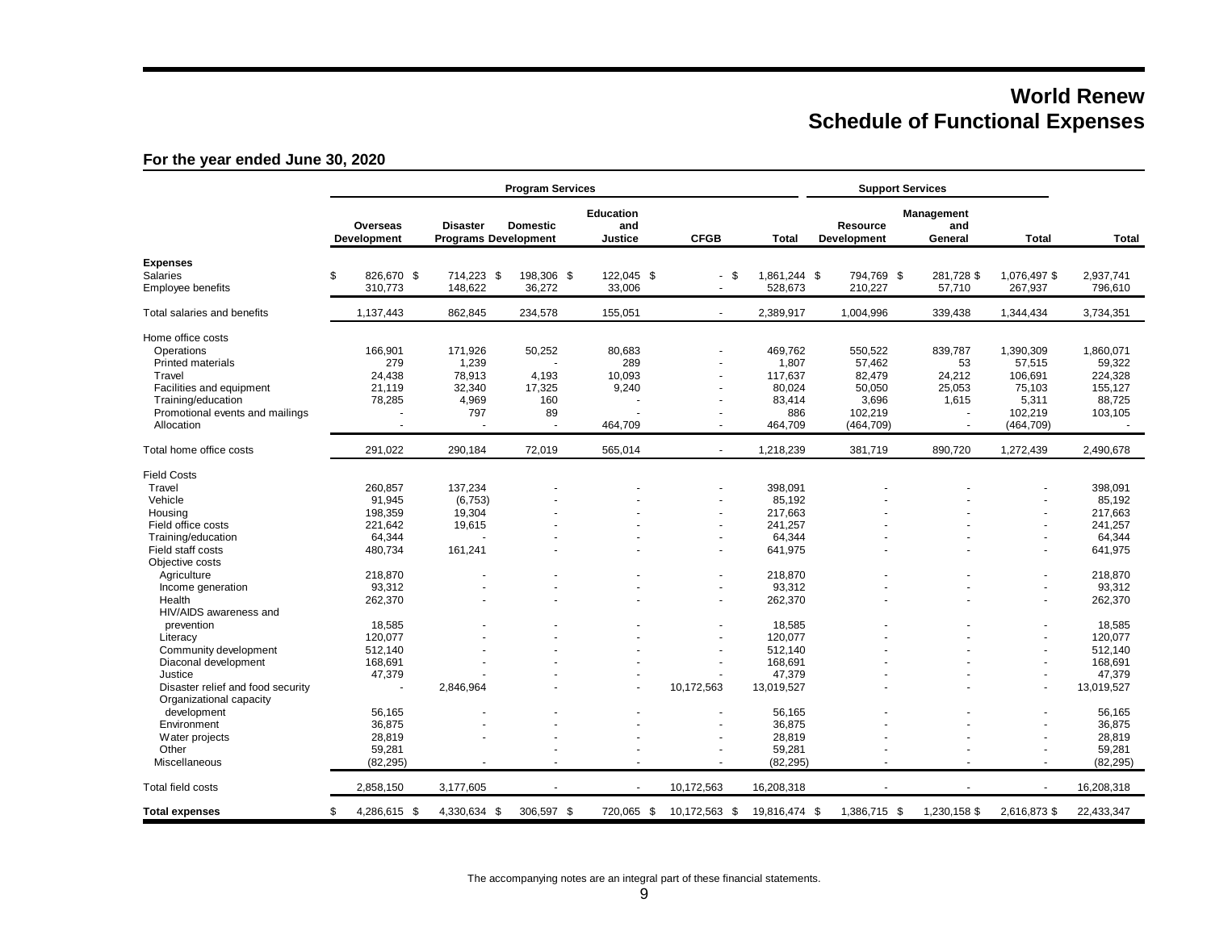# World Renew
## Schedule of Functional Expenses

**For the year ended June 30, 2020**

| | Program Services | | | | | | Support Services | | | |
|---|---|---|---|---|---|---|---|---|---|---|
| | Overseas Development | Disaster Programs | Domestic Development | Education and Justice | CFGB | Total | Resource Development | Management and General | Total | Total |
| **Expenses** | | | | | | | | | | |
| Salaries | $ 826,670 | $ 714,223 | $ 198,306 | $ 122,045 | $ - | $ 1,861,244 | $ 794,769 | $ 281,728 | $ 1,076,497 | $ 2,937,741 |
| Employee benefits | 310,773 | 148,622 | 36,272 | 33,006 | - | 528,673 | 210,227 | 57,710 | 267,937 | 796,610 |
| Total salaries and benefits | 1,137,443 | 862,845 | 234,578 | 155,051 | - | 2,389,917 | 1,004,996 | 339,438 | 1,344,434 | 3,734,351 |
| Home office costs | | | | | | | | | | |
| Operations | 166,901 | 171,926 | 50,252 | 80,683 | - | 469,762 | 550,522 | 839,787 | 1,390,309 | 1,860,071 |
| Printed materials | 279 | 1,239 | - | 289 | - | 1,807 | 57,462 | 53 | 57,515 | 59,322 |
| Travel | 24,438 | 78,913 | 4,193 | 10,093 | - | 117,637 | 82,479 | 24,212 | 106,691 | 224,328 |
| Facilities and equipment | 21,119 | 32,340 | 17,325 | 9,240 | - | 80,024 | 50,050 | 25,053 | 75,103 | 155,127 |
| Training/education | 78,285 | 4,969 | 160 | - | - | 83,414 | 3,696 | 1,615 | 5,311 | 88,725 |
| Promotional events and mailings | - | 797 | 89 | - | - | 886 | 102,219 | - | 102,219 | 103,105 |
| Allocation | - | - | - | 464,709 | - | 464,709 | (464,709) | - | (464,709) | - |
| Total home office costs | 291,022 | 290,184 | 72,019 | 565,014 | - | 1,218,239 | 381,719 | 890,720 | 1,272,439 | 2,490,678 |
| Field Costs | | | | | | | | | | |
| Travel | 260,857 | 137,234 | - | - | - | 398,091 | - | - | - | 398,091 |
| Vehicle | 91,945 | (6,753) | - | - | - | 85,192 | - | - | - | 85,192 |
| Housing | 198,359 | 19,304 | - | - | - | 217,663 | - | - | - | 217,663 |
| Field office costs | 221,642 | 19,615 | - | - | - | 241,257 | - | - | - | 241,257 |
| Training/education | 64,344 | - | - | - | - | 64,344 | - | - | - | 64,344 |
| Field staff costs | 480,734 | 161,241 | - | - | - | 641,975 | - | - | - | 641,975 |
| Objective costs | | | | | | | | | | |
| Agriculture | 218,870 | - | - | - | - | 218,870 | - | - | - | 218,870 |
| Income generation | 93,312 | - | - | - | - | 93,312 | - | - | - | 93,312 |
| Health | 262,370 | - | - | - | - | 262,370 | - | - | - | 262,370 |
| HIV/AIDS awareness and prevention | 18,585 | - | - | - | - | 18,585 | - | - | - | 18,585 |
| Literacy | 120,077 | - | - | - | - | 120,077 | - | - | - | 120,077 |
| Community development | 512,140 | - | - | - | - | 512,140 | - | - | - | 512,140 |
| Diaconal development | 168,691 | - | - | - | - | 168,691 | - | - | - | 168,691 |
| Justice | 47,379 | - | - | - | - | 47,379 | - | - | - | 47,379 |
| Disaster relief and food security | - | 2,846,964 | - | - | 10,172,563 | 13,019,527 | - | - | - | 13,019,527 |
| Organizational capacity development | 56,165 | - | - | - | - | 56,165 | - | - | - | 56,165 |
| Environment | 36,875 | - | - | - | - | 36,875 | - | - | - | 36,875 |
| Water projects | 28,819 | - | - | - | - | 28,819 | - | - | - | 28,819 |
| Other | 59,281 | | - | - | - | 59,281 | - | - | - | 59,281 |
| Miscellaneous | (82,295) | - | - | - | - | (82,295) | - | - | - | (82,295) |
| Total field costs | 2,858,150 | 3,177,605 | - | - | 10,172,563 | 16,208,318 | - | - | - | 16,208,318 |
| **Total expenses** | $ 4,286,615 | $ 4,330,634 | $ 306,597 | $ 720,065 | $ 10,172,563 | $ 19,816,474 | $ 1,386,715 | $ 1,230,158 | $ 2,616,873 | $ 22,433,347 |

The accompanying notes are an integral part of these financial statements.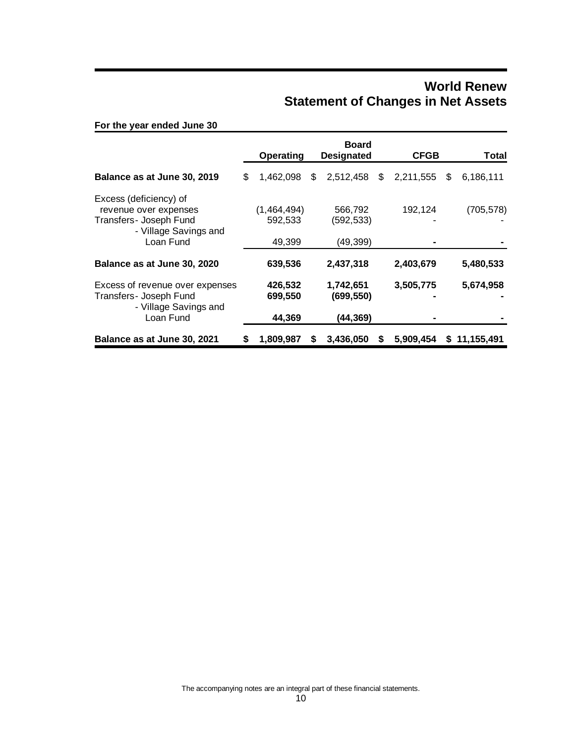# World Renew
## Statement of Changes in Net Assets

**For the year ended June 30**

| | Operating | Board Designated | CFGB | Total |
|---|---|---|---|---|
| **Balance as at June 30, 2019** | $ 1,462,098 | $ 2,512,458 | $ 2,211,555 | $ 6,186,111 |
| Excess (deficiency) of revenue over expenses | (1,464,494) | 566,792 | 192,124 | (705,578) |
| Transfers - Joseph Fund | 592,533 | (592,533) | - | - |
| - Village Savings and Loan Fund | 49,399 | (49,399) | - | - |
| **Balance as at June 30, 2020** | **639,536** | **2,437,318** | **2,403,679** | **5,480,533** |
| Excess of revenue over expenses | **426,532** | **1,742,651** | **3,505,775** | **5,674,958** |
| Transfers - Joseph Fund | **699,550** | **(699,550)** | **-** | **-** |
| - Village Savings and Loan Fund | **44,369** | **(44,369)** | **-** | **-** |
| **Balance as at June 30, 2021** | **$ 1,809,987** | **$ 3,436,050** | **$ 5,909,454** | **$ 11,155,491** |

The accompanying notes are an integral part of these financial statements.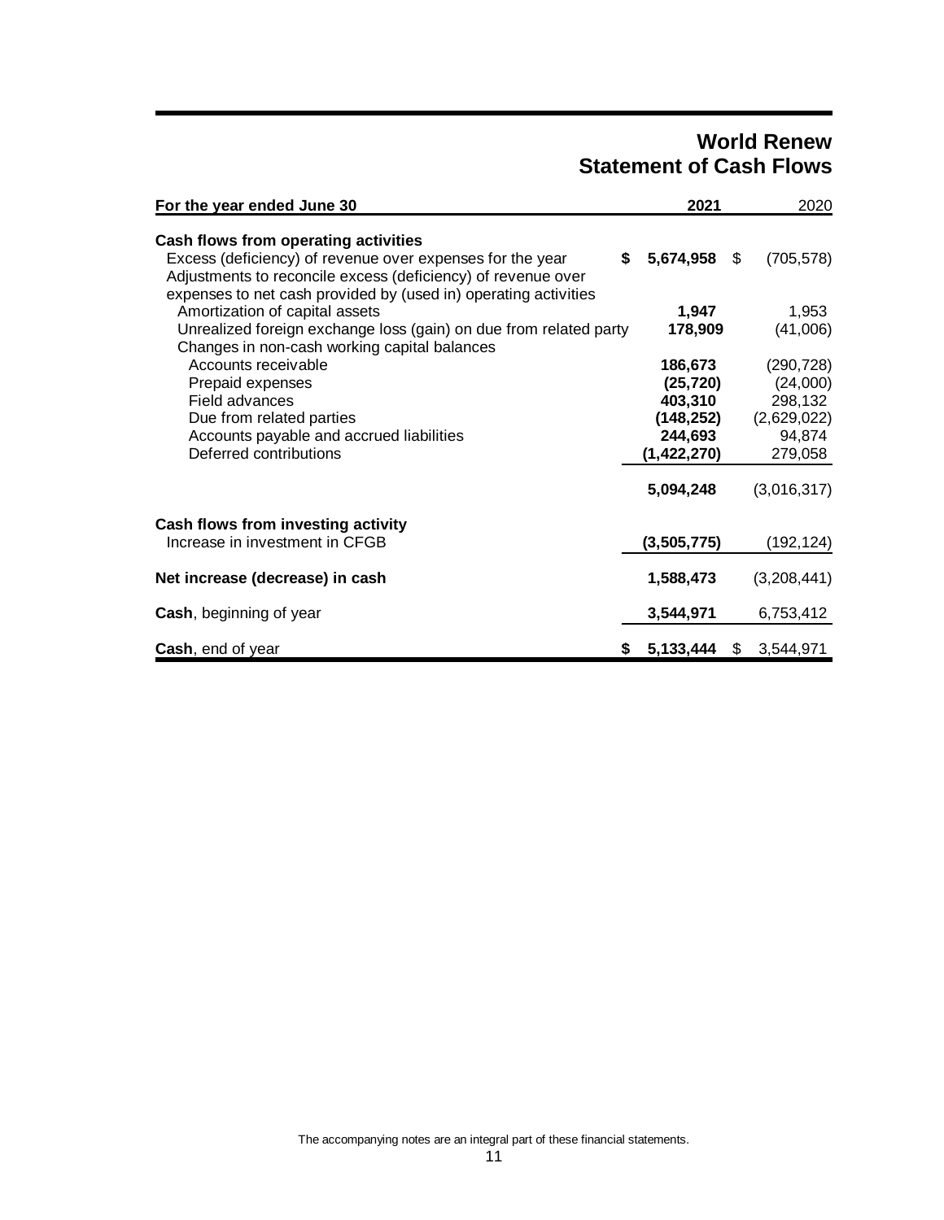# World Renew
## Statement of Cash Flows

| For the year ended June 30 | 2021 | 2020 |
|---|---|---|
| **Cash flows from operating activities** | | |
| Excess (deficiency) of revenue over expenses for the year | **$ 5,674,958** | $ (705,578) |
| Adjustments to reconcile excess (deficiency) of revenue over expenses to net cash provided by (used in) operating activities | | |
| Amortization of capital assets | **1,947** | 1,953 |
| Unrealized foreign exchange loss (gain) on due from related party | **178,909** | (41,006) |
| Changes in non-cash working capital balances | | |
| Accounts receivable | **186,673** | (290,728) |
| Prepaid expenses | **(25,720)** | (24,000) |
| Field advances | **403,310** | 298,132 |
| Due from related parties | **(148,252)** | (2,629,022) |
| Accounts payable and accrued liabilities | **244,693** | 94,874 |
| Deferred contributions | **(1,422,270)** | 279,058 |
| | **5,094,248** | (3,016,317) |
| **Cash flows from investing activity** | | |
| Increase in investment in CFGB | **(3,505,775)** | (192,124) |
| **Net increase (decrease) in cash** | **1,588,473** | (3,208,441) |
| **Cash**, beginning of year | **3,544,971** | 6,753,412 |
| **Cash**, end of year | **$ 5,133,444** | $ 3,544,971 |

The accompanying notes are an integral part of these financial statements.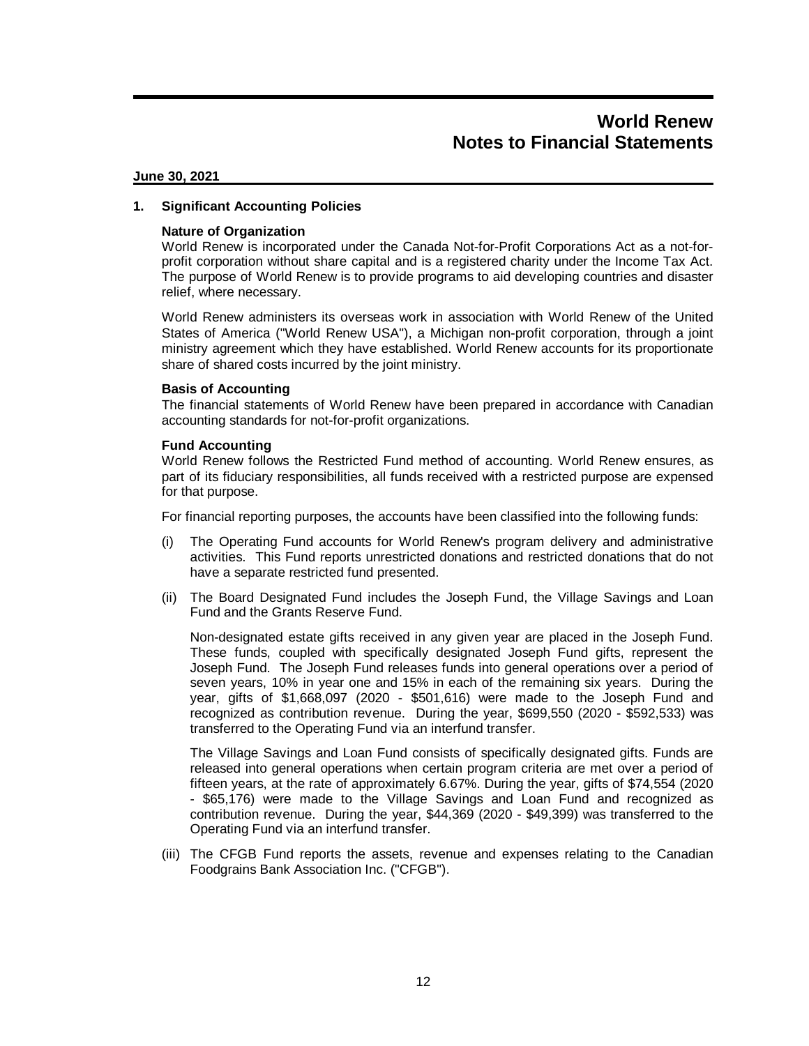# World Renew
# Notes to Financial Statements

**June 30, 2021**

## 1. Significant Accounting Policies

### Nature of Organization

World Renew is incorporated under the Canada Not-for-Profit Corporations Act as a not-for-profit corporation without share capital and is a registered charity under the Income Tax Act. The purpose of World Renew is to provide programs to aid developing countries and disaster relief, where necessary.

World Renew administers its overseas work in association with World Renew of the United States of America ("World Renew USA"), a Michigan non-profit corporation, through a joint ministry agreement which they have established. World Renew accounts for its proportionate share of shared costs incurred by the joint ministry.

### Basis of Accounting

The financial statements of World Renew have been prepared in accordance with Canadian accounting standards for not-for-profit organizations.

### Fund Accounting

World Renew follows the Restricted Fund method of accounting. World Renew ensures, as part of its fiduciary responsibilities, all funds received with a restricted purpose are expensed for that purpose.

For financial reporting purposes, the accounts have been classified into the following funds:

(i) The Operating Fund accounts for World Renew's program delivery and administrative activities. This Fund reports unrestricted donations and restricted donations that do not have a separate restricted fund presented.

(ii) The Board Designated Fund includes the Joseph Fund, the Village Savings and Loan Fund and the Grants Reserve Fund.

Non-designated estate gifts received in any given year are placed in the Joseph Fund. These funds, coupled with specifically designated Joseph Fund gifts, represent the Joseph Fund. The Joseph Fund releases funds into general operations over a period of seven years, 10% in year one and 15% in each of the remaining six years. During the year, gifts of $1,668,097 (2020 - $501,616) were made to the Joseph Fund and recognized as contribution revenue. During the year, $699,550 (2020 - $592,533) was transferred to the Operating Fund via an interfund transfer.

The Village Savings and Loan Fund consists of specifically designated gifts. Funds are released into general operations when certain program criteria are met over a period of fifteen years, at the rate of approximately 6.67%. During the year, gifts of $74,554 (2020 - $65,176) were made to the Village Savings and Loan Fund and recognized as contribution revenue. During the year, $44,369 (2020 - $49,399) was transferred to the Operating Fund via an interfund transfer.

(iii) The CFGB Fund reports the assets, revenue and expenses relating to the Canadian Foodgrains Bank Association Inc. ("CFGB").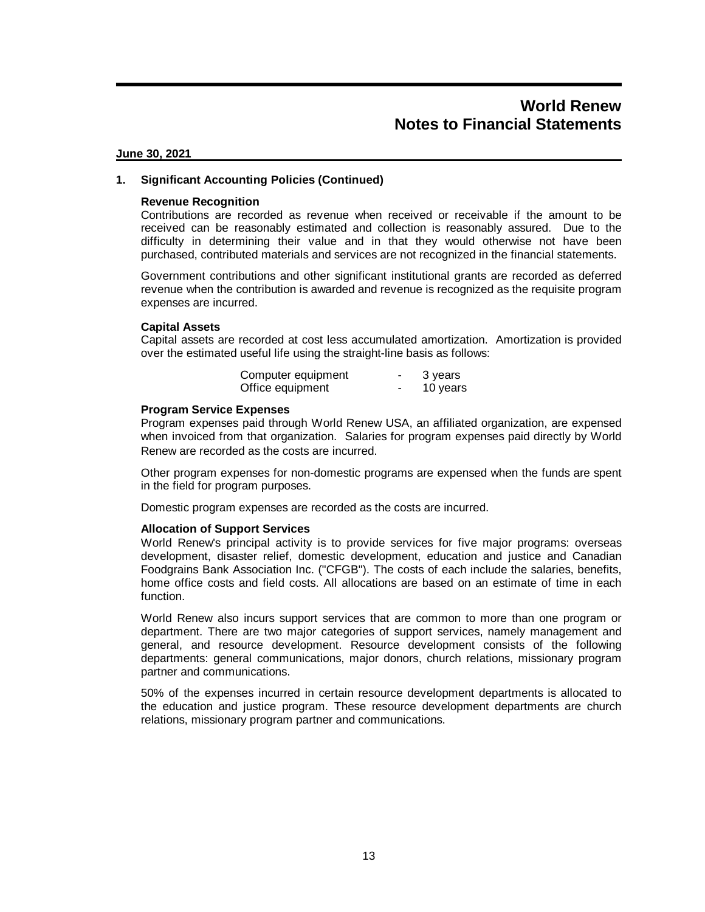# World Renew
# Notes to Financial Statements

**June 30, 2021**

## 1. Significant Accounting Policies (Continued)

### Revenue Recognition

Contributions are recorded as revenue when received or receivable if the amount to be received can be reasonably estimated and collection is reasonably assured. Due to the difficulty in determining their value and in that they would otherwise not have been purchased, contributed materials and services are not recognized in the financial statements.

Government contributions and other significant institutional grants are recorded as deferred revenue when the contribution is awarded and revenue is recognized as the requisite program expenses are incurred.

### Capital Assets

Capital assets are recorded at cost less accumulated amortization. Amortization is provided over the estimated useful life using the straight-line basis as follows:

| | | |
|---|---|---|
| Computer equipment | - | 3 years |
| Office equipment | - | 10 years |

### Program Service Expenses

Program expenses paid through World Renew USA, an affiliated organization, are expensed when invoiced from that organization. Salaries for program expenses paid directly by World Renew are recorded as the costs are incurred.

Other program expenses for non-domestic programs are expensed when the funds are spent in the field for program purposes.

Domestic program expenses are recorded as the costs are incurred.

### Allocation of Support Services

World Renew's principal activity is to provide services for five major programs: overseas development, disaster relief, domestic development, education and justice and Canadian Foodgrains Bank Association Inc. ("CFGB"). The costs of each include the salaries, benefits, home office costs and field costs. All allocations are based on an estimate of time in each function.

World Renew also incurs support services that are common to more than one program or department. There are two major categories of support services, namely management and general, and resource development. Resource development consists of the following departments: general communications, major donors, church relations, missionary program partner and communications.

50% of the expenses incurred in certain resource development departments is allocated to the education and justice program. These resource development departments are church relations, missionary program partner and communications.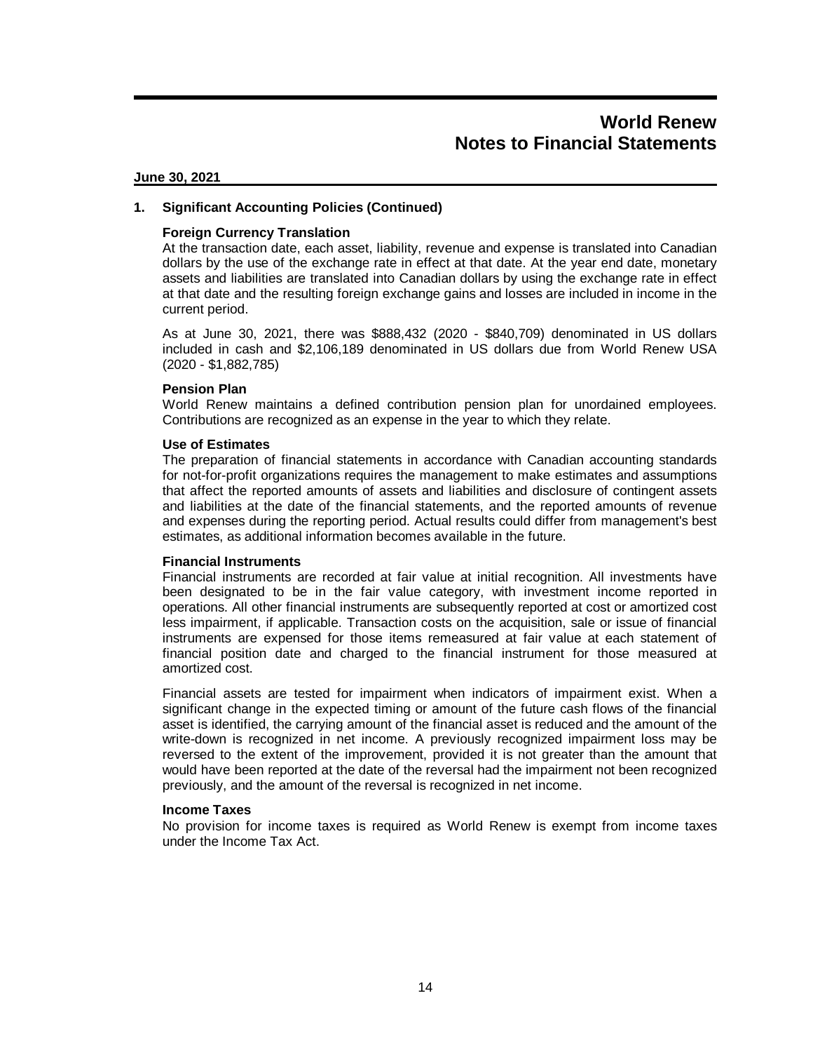# World Renew
# Notes to Financial Statements

**June 30, 2021**

## 1. Significant Accounting Policies (Continued)

### Foreign Currency Translation

At the transaction date, each asset, liability, revenue and expense is translated into Canadian dollars by the use of the exchange rate in effect at that date. At the year end date, monetary assets and liabilities are translated into Canadian dollars by using the exchange rate in effect at that date and the resulting foreign exchange gains and losses are included in income in the current period.

As at June 30, 2021, there was $888,432 (2020 - $840,709) denominated in US dollars included in cash and $2,106,189 denominated in US dollars due from World Renew USA (2020 - $1,882,785)

### Pension Plan

World Renew maintains a defined contribution pension plan for unordained employees. Contributions are recognized as an expense in the year to which they relate.

### Use of Estimates

The preparation of financial statements in accordance with Canadian accounting standards for not-for-profit organizations requires the management to make estimates and assumptions that affect the reported amounts of assets and liabilities and disclosure of contingent assets and liabilities at the date of the financial statements, and the reported amounts of revenue and expenses during the reporting period. Actual results could differ from management's best estimates, as additional information becomes available in the future.

### Financial Instruments

Financial instruments are recorded at fair value at initial recognition. All investments have been designated to be in the fair value category, with investment income reported in operations. All other financial instruments are subsequently reported at cost or amortized cost less impairment, if applicable. Transaction costs on the acquisition, sale or issue of financial instruments are expensed for those items remeasured at fair value at each statement of financial position date and charged to the financial instrument for those measured at amortized cost.

Financial assets are tested for impairment when indicators of impairment exist. When a significant change in the expected timing or amount of the future cash flows of the financial asset is identified, the carrying amount of the financial asset is reduced and the amount of the write-down is recognized in net income. A previously recognized impairment loss may be reversed to the extent of the improvement, provided it is not greater than the amount that would have been reported at the date of the reversal had the impairment not been recognized previously, and the amount of the reversal is recognized in net income.

### Income Taxes

No provision for income taxes is required as World Renew is exempt from income taxes under the Income Tax Act.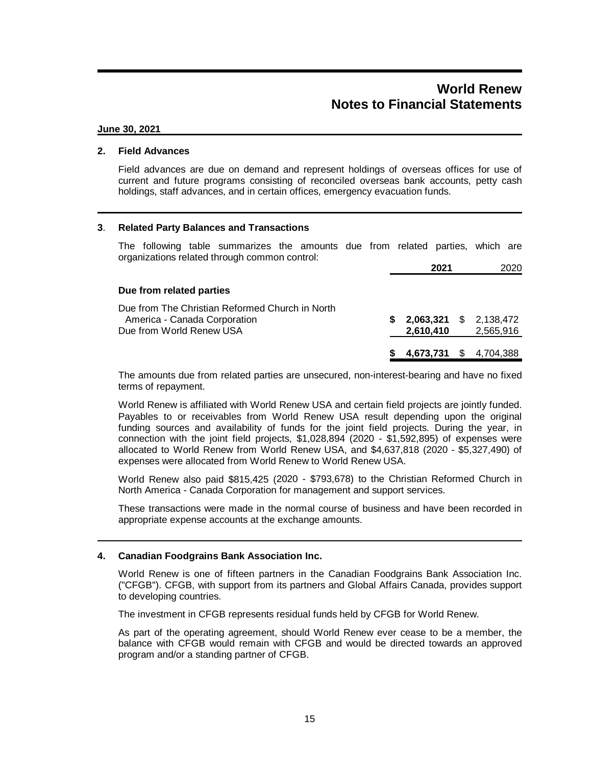# World Renew
# Notes to Financial Statements

**June 30, 2021**

## 2. Field Advances

Field advances are due on demand and represent holdings of overseas offices for use of current and future programs consisting of reconciled overseas bank accounts, petty cash holdings, staff advances, and in certain offices, emergency evacuation funds.

## 3. Related Party Balances and Transactions

The following table summarizes the amounts due from related parties, which are organizations related through common control:

| | **2021** | 2020 |
|---|---|---|
| **Due from related parties** | | |
| Due from The Christian Reformed Church in North America - Canada Corporation | **$ 2,063,321** | $ 2,138,472 |
| Due from World Renew USA | **2,610,410** | 2,565,916 |
| | **$ 4,673,731** | $ 4,704,388 |

The amounts due from related parties are unsecured, non-interest-bearing and have no fixed terms of repayment.

World Renew is affiliated with World Renew USA and certain field projects are jointly funded. Payables to or receivables from World Renew USA result depending upon the original funding sources and availability of funds for the joint field projects. During the year, in connection with the joint field projects, $1,028,894 (2020 - $1,592,895) of expenses were allocated to World Renew from World Renew USA, and $4,637,818 (2020 - $5,327,490) of expenses were allocated from World Renew to World Renew USA.

World Renew also paid $815,425 (2020 - $793,678) to the Christian Reformed Church in North America - Canada Corporation for management and support services.

These transactions were made in the normal course of business and have been recorded in appropriate expense accounts at the exchange amounts.

## 4. Canadian Foodgrains Bank Association Inc.

World Renew is one of fifteen partners in the Canadian Foodgrains Bank Association Inc. ("CFGB"). CFGB, with support from its partners and Global Affairs Canada, provides support to developing countries.

The investment in CFGB represents residual funds held by CFGB for World Renew.

As part of the operating agreement, should World Renew ever cease to be a member, the balance with CFGB would remain with CFGB and would be directed towards an approved program and/or a standing partner of CFGB.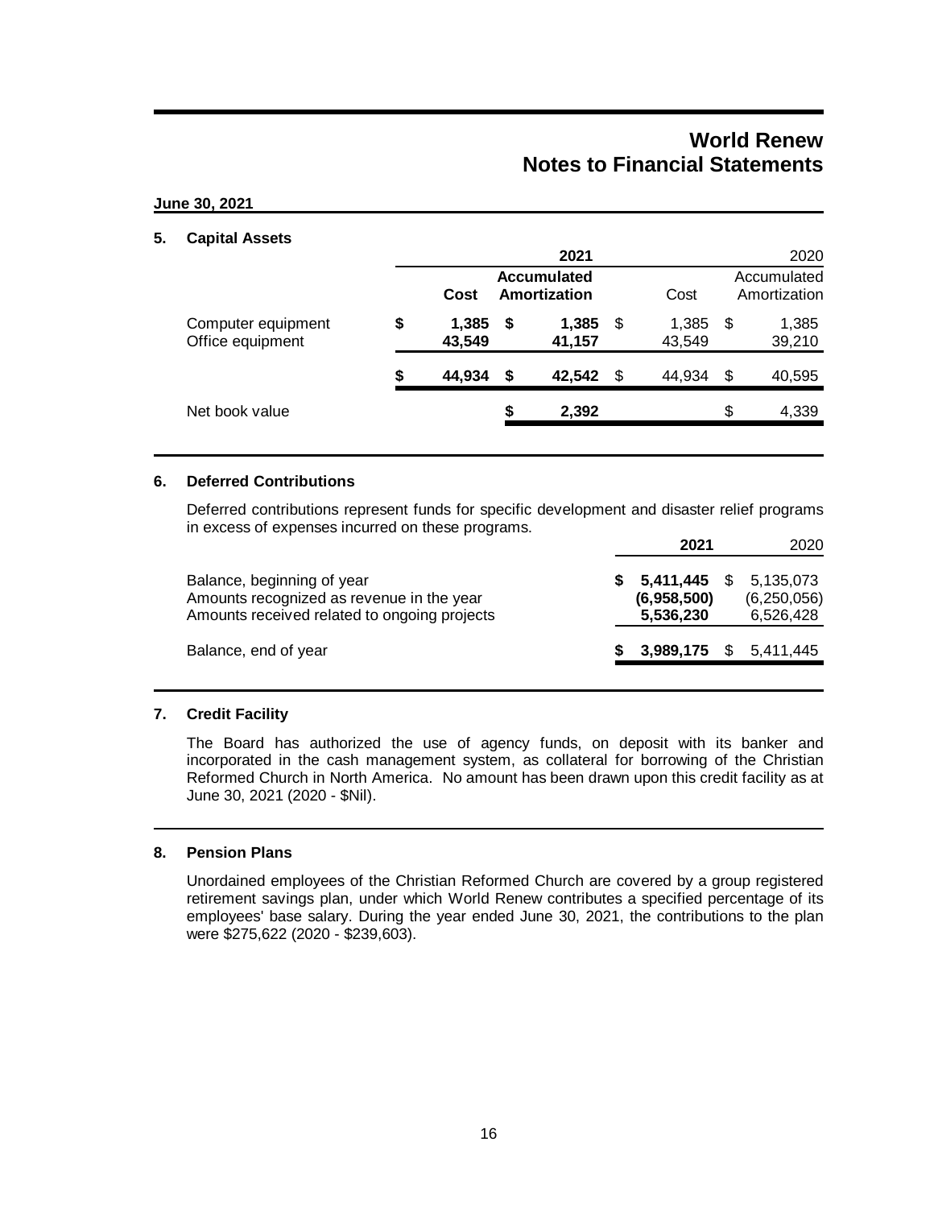# World Renew
# Notes to Financial Statements

**June 30, 2021**

## 5. Capital Assets

| | 2021 | | 2020 | |
|---|---|---|---|---|
| | **Cost** | **Accumulated Amortization** | Cost | Accumulated Amortization |
| Computer equipment | **$ 1,385** | **$ 1,385** | $ 1,385 | $ 1,385 |
| Office equipment | **43,549** | **41,157** | 43,549 | 39,210 |
| | **$ 44,934** | **$ 42,542** | $ 44,934 | $ 40,595 |
| Net book value | | **$ 2,392** | | $ 4,339 |

## 6. Deferred Contributions

Deferred contributions represent funds for specific development and disaster relief programs in excess of expenses incurred on these programs.

| | 2021 | 2020 |
|---|---|---|
| Balance, beginning of year | **$ 5,411,445** | $ 5,135,073 |
| Amounts recognized as revenue in the year | **(6,958,500)** | (6,250,056) |
| Amounts received related to ongoing projects | **5,536,230** | 6,526,428 |
| Balance, end of year | **$ 3,989,175** | $ 5,411,445 |

## 7. Credit Facility

The Board has authorized the use of agency funds, on deposit with its banker and incorporated in the cash management system, as collateral for borrowing of the Christian Reformed Church in North America. No amount has been drawn upon this credit facility as at June 30, 2021 (2020 - $Nil).

## 8. Pension Plans

Unordained employees of the Christian Reformed Church are covered by a group registered retirement savings plan, under which World Renew contributes a specified percentage of its employees' base salary. During the year ended June 30, 2021, the contributions to the plan were $275,622 (2020 - $239,603).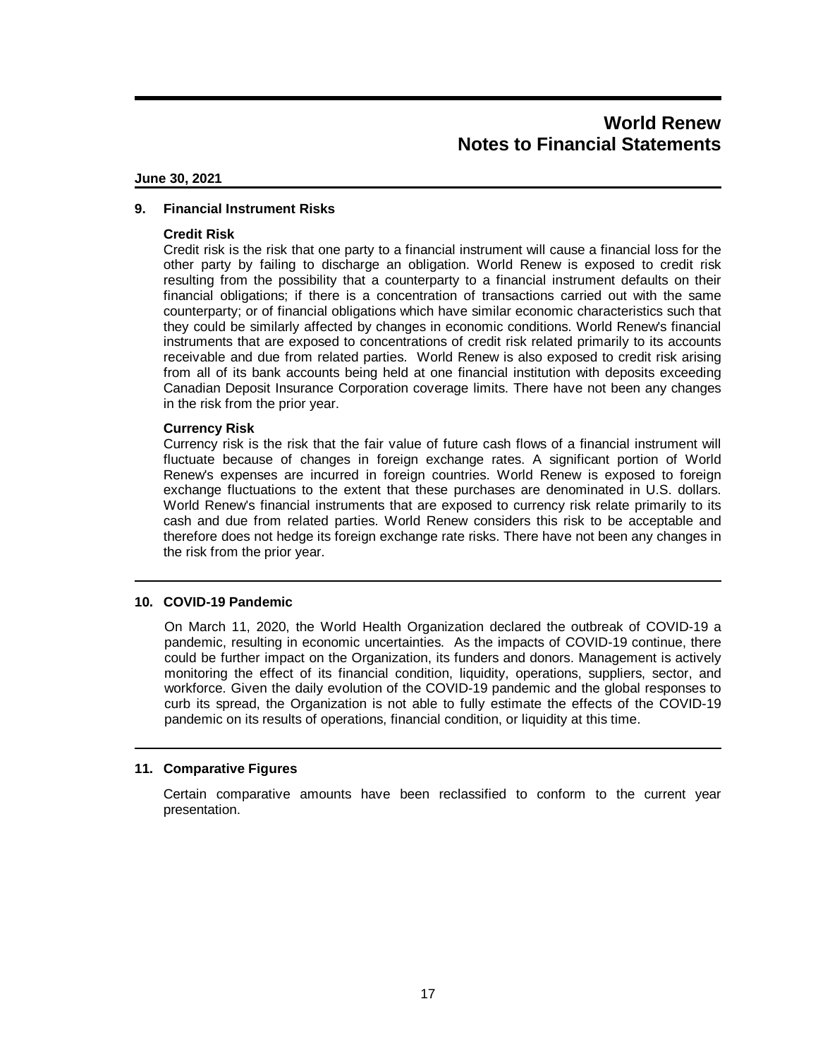# World Renew
# Notes to Financial Statements

**June 30, 2021**

## 9. Financial Instrument Risks

### Credit Risk

Credit risk is the risk that one party to a financial instrument will cause a financial loss for the other party by failing to discharge an obligation. World Renew is exposed to credit risk resulting from the possibility that a counterparty to a financial instrument defaults on their financial obligations; if there is a concentration of transactions carried out with the same counterparty; or of financial obligations which have similar economic characteristics such that they could be similarly affected by changes in economic conditions. World Renew's financial instruments that are exposed to concentrations of credit risk related primarily to its accounts receivable and due from related parties. World Renew is also exposed to credit risk arising from all of its bank accounts being held at one financial institution with deposits exceeding Canadian Deposit Insurance Corporation coverage limits. There have not been any changes in the risk from the prior year.

### Currency Risk

Currency risk is the risk that the fair value of future cash flows of a financial instrument will fluctuate because of changes in foreign exchange rates. A significant portion of World Renew's expenses are incurred in foreign countries. World Renew is exposed to foreign exchange fluctuations to the extent that these purchases are denominated in U.S. dollars. World Renew's financial instruments that are exposed to currency risk relate primarily to its cash and due from related parties. World Renew considers this risk to be acceptable and therefore does not hedge its foreign exchange rate risks. There have not been any changes in the risk from the prior year.

## 10. COVID-19 Pandemic

On March 11, 2020, the World Health Organization declared the outbreak of COVID-19 a pandemic, resulting in economic uncertainties. As the impacts of COVID-19 continue, there could be further impact on the Organization, its funders and donors. Management is actively monitoring the effect of its financial condition, liquidity, operations, suppliers, sector, and workforce. Given the daily evolution of the COVID-19 pandemic and the global responses to curb its spread, the Organization is not able to fully estimate the effects of the COVID-19 pandemic on its results of operations, financial condition, or liquidity at this time.

## 11. Comparative Figures

Certain comparative amounts have been reclassified to conform to the current year presentation.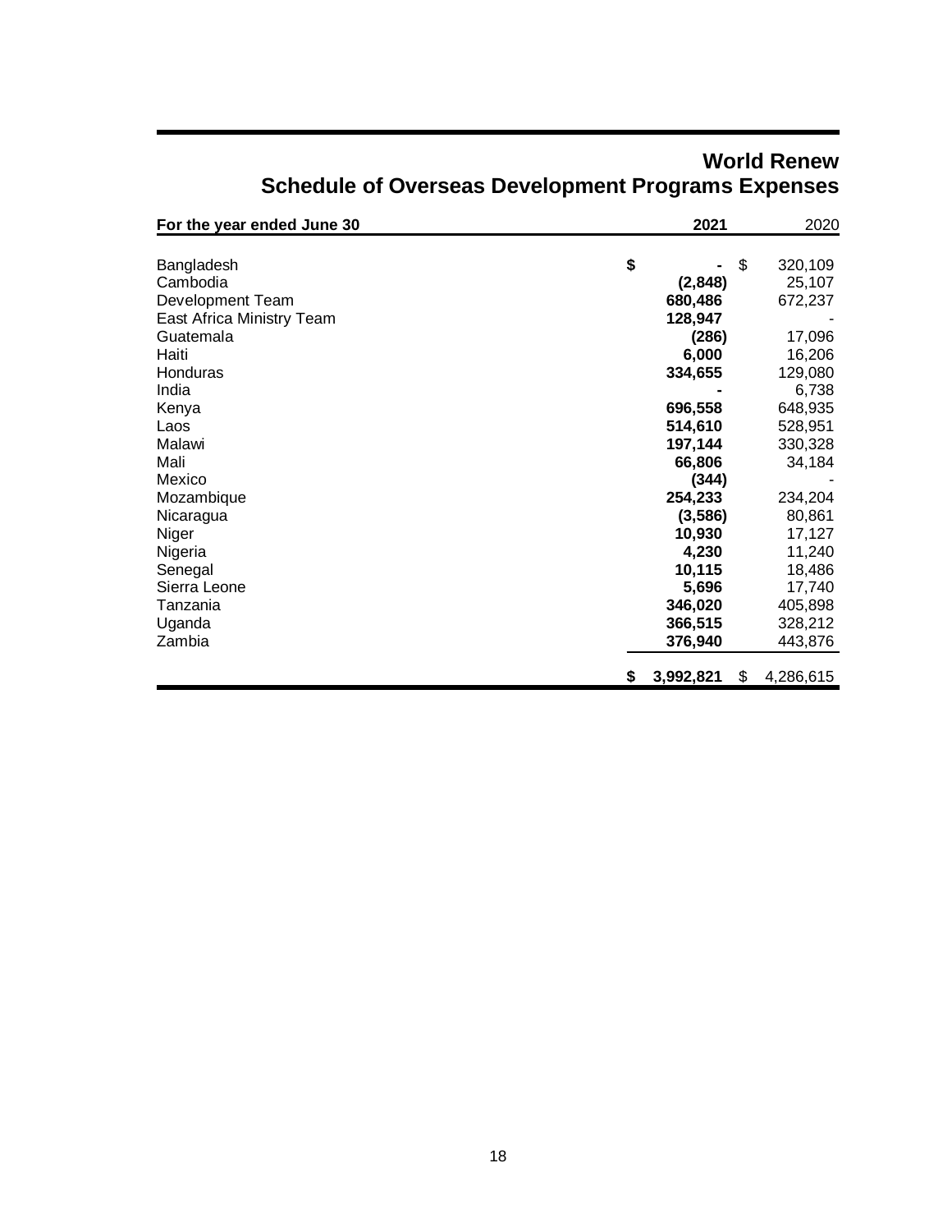# World Renew
## Schedule of Overseas Development Programs Expenses

| For the year ended June 30 | 2021 | 2020 |
|---|---|---|
| Bangladesh | $ - | $ 320,109 |
| Cambodia | (2,848) | 25,107 |
| Development Team | 680,486 | 672,237 |
| East Africa Ministry Team | 128,947 | - |
| Guatemala | (286) | 17,096 |
| Haiti | 6,000 | 16,206 |
| Honduras | 334,655 | 129,080 |
| India | - | 6,738 |
| Kenya | 696,558 | 648,935 |
| Laos | 514,610 | 528,951 |
| Malawi | 197,144 | 330,328 |
| Mali | 66,806 | 34,184 |
| Mexico | (344) | - |
| Mozambique | 254,233 | 234,204 |
| Nicaragua | (3,586) | 80,861 |
| Niger | 10,930 | 17,127 |
| Nigeria | 4,230 | 11,240 |
| Senegal | 10,115 | 18,486 |
| Sierra Leone | 5,696 | 17,740 |
| Tanzania | 346,020 | 405,898 |
| Uganda | 366,515 | 328,212 |
| Zambia | 376,940 | 443,876 |
| | $ 3,992,821 | $ 4,286,615 |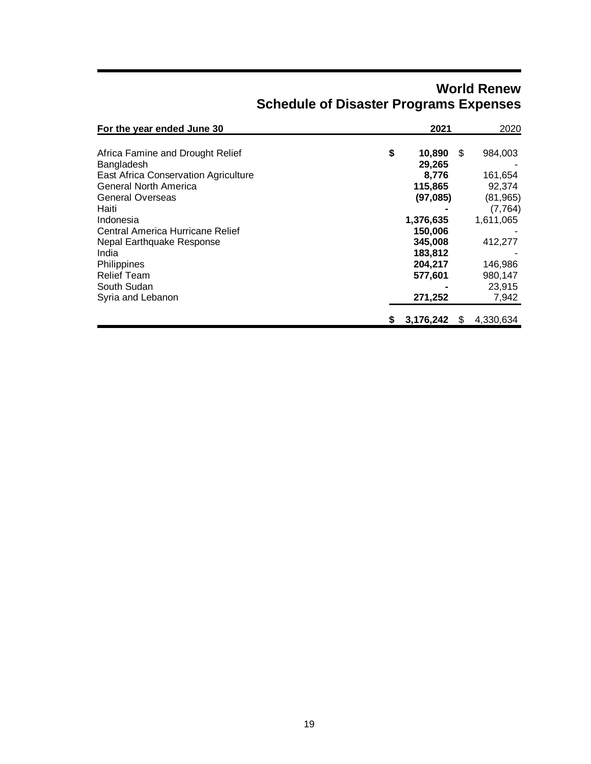# World Renew
## Schedule of Disaster Programs Expenses

| For the year ended June 30 | 2021 | 2020 |
|---|---|---|
| Africa Famine and Drought Relief | $ 10,890 | $ 984,003 |
| Bangladesh | 29,265 | - |
| East Africa Conservation Agriculture | 8,776 | 161,654 |
| General North America | 115,865 | 92,374 |
| General Overseas | (97,085) | (81,965) |
| Haiti | - | (7,764) |
| Indonesia | 1,376,635 | 1,611,065 |
| Central America Hurricane Relief | 150,006 | - |
| Nepal Earthquake Response | 345,008 | 412,277 |
| India | 183,812 | - |
| Philippines | 204,217 | 146,986 |
| Relief Team | 577,601 | 980,147 |
| South Sudan | - | 23,915 |
| Syria and Lebanon | 271,252 | 7,942 |
| | $ 3,176,242 | $ 4,330,634 |